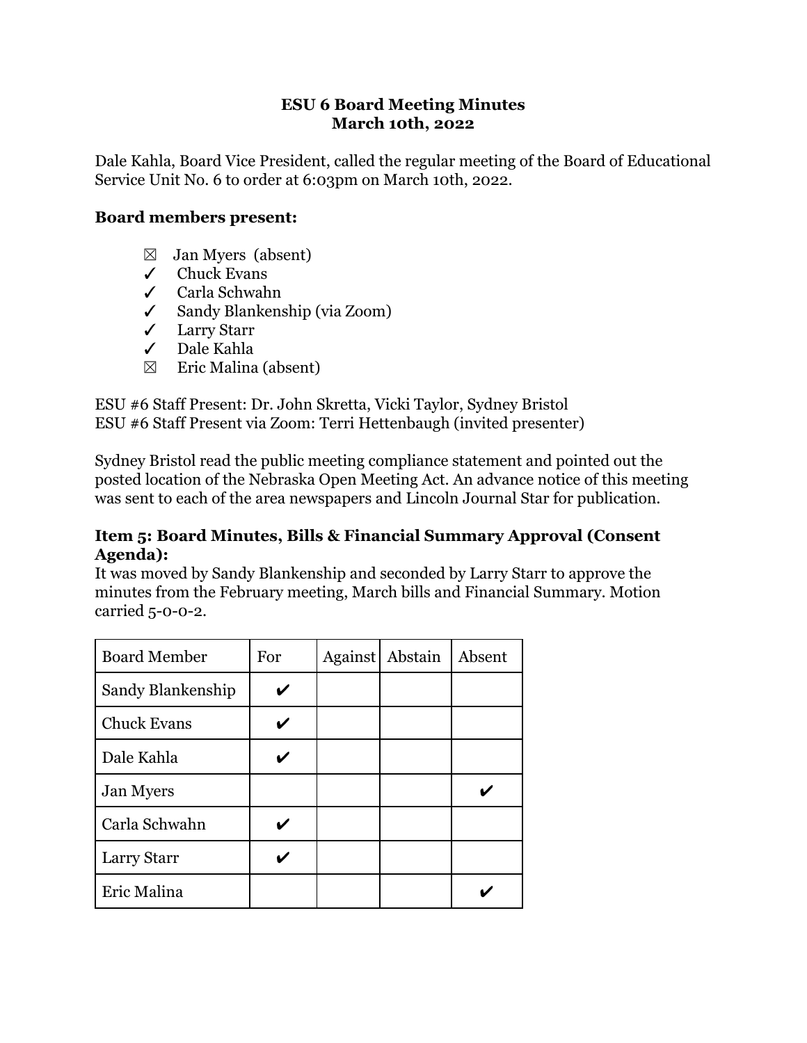**ESU 6 Board Meeting Minutes**
**March 10th, 2022**

Dale Kahla, Board Vice President, called the regular meeting of the Board of Educational Service Unit No. 6 to order at 6:03pm on March 10th, 2022.

**Board members present:**

- ☒ Jan Myers (absent)
- ✓ Chuck Evans
- ✓ Carla Schwahn
- ✓ Sandy Blankenship (via Zoom)
- ✓ Larry Starr
- ✓ Dale Kahla
- ☒ Eric Malina (absent)

ESU #6 Staff Present: Dr. John Skretta, Vicki Taylor, Sydney Bristol
ESU #6 Staff Present via Zoom: Terri Hettenbaugh (invited presenter)

Sydney Bristol read the public meeting compliance statement and pointed out the posted location of the Nebraska Open Meeting Act. An advance notice of this meeting was sent to each of the area newspapers and Lincoln Journal Star for publication.

**Item 5: Board Minutes, Bills & Financial Summary Approval (Consent Agenda):**
It was moved by Sandy Blankenship and seconded by Larry Starr to approve the minutes from the February meeting, March bills and Financial Summary. Motion carried 5-0-0-2.

| Board Member | For | Against | Abstain | Absent |
|---|---|---|---|---|
| Sandy Blankenship | ✔ | | | |
| Chuck Evans | ✔ | | | |
| Dale Kahla | ✔ | | | |
| Jan Myers | | | | ✔ |
| Carla Schwahn | ✔ | | | |
| Larry Starr | ✔ | | | |
| Eric Malina | | | | ✔ |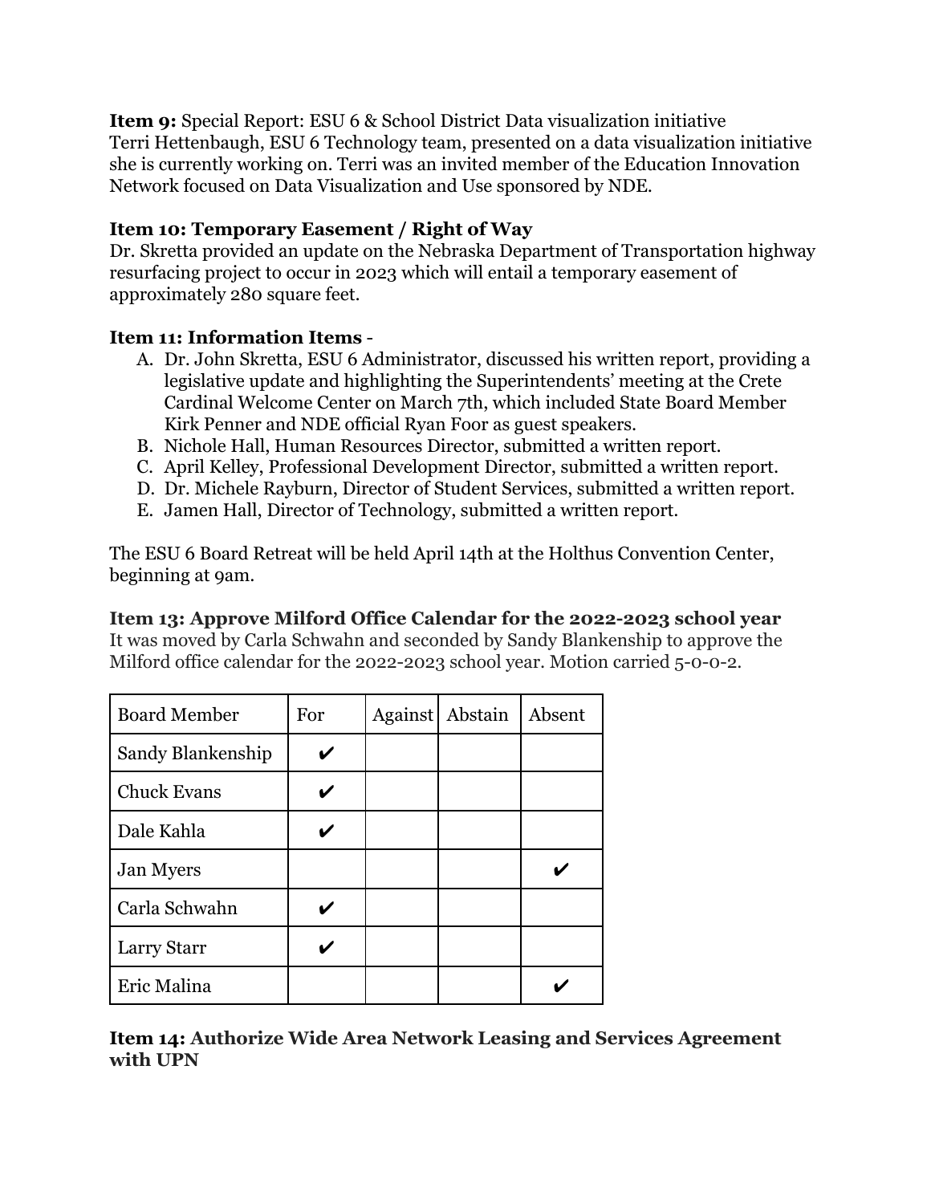**Item 9:** Special Report: ESU 6 & School District Data visualization initiative
Terri Hettenbaugh, ESU 6 Technology team, presented on a data visualization initiative she is currently working on. Terri was an invited member of the Education Innovation Network focused on Data Visualization and Use sponsored by NDE.

**Item 10: Temporary Easement / Right of Way**
Dr. Skretta provided an update on the Nebraska Department of Transportation highway resurfacing project to occur in 2023 which will entail a temporary easement of approximately 280 square feet.

**Item 11: Information Items** -

A. Dr. John Skretta, ESU 6 Administrator, discussed his written report, providing a legislative update and highlighting the Superintendents' meeting at the Crete Cardinal Welcome Center on March 7th, which included State Board Member Kirk Penner and NDE official Ryan Foor as guest speakers.
B. Nichole Hall, Human Resources Director, submitted a written report.
C. April Kelley, Professional Development Director, submitted a written report.
D. Dr. Michele Rayburn, Director of Student Services, submitted a written report.
E. Jamen Hall, Director of Technology, submitted a written report.

The ESU 6 Board Retreat will be held April 14th at the Holthus Convention Center, beginning at 9am.

**Item 13: Approve Milford Office Calendar for the 2022-2023 school year**
It was moved by Carla Schwahn and seconded by Sandy Blankenship to approve the Milford office calendar for the 2022-2023 school year. Motion carried 5-0-0-2.

| Board Member | For | Against | Abstain | Absent |
|---|---|---|---|---|
| Sandy Blankenship | ✔ | | | |
| Chuck Evans | ✔ | | | |
| Dale Kahla | ✔ | | | |
| Jan Myers | | | | ✔ |
| Carla Schwahn | ✔ | | | |
| Larry Starr | ✔ | | | |
| Eric Malina | | | | ✔ |

**Item 14: Authorize Wide Area Network Leasing and Services Agreement with UPN**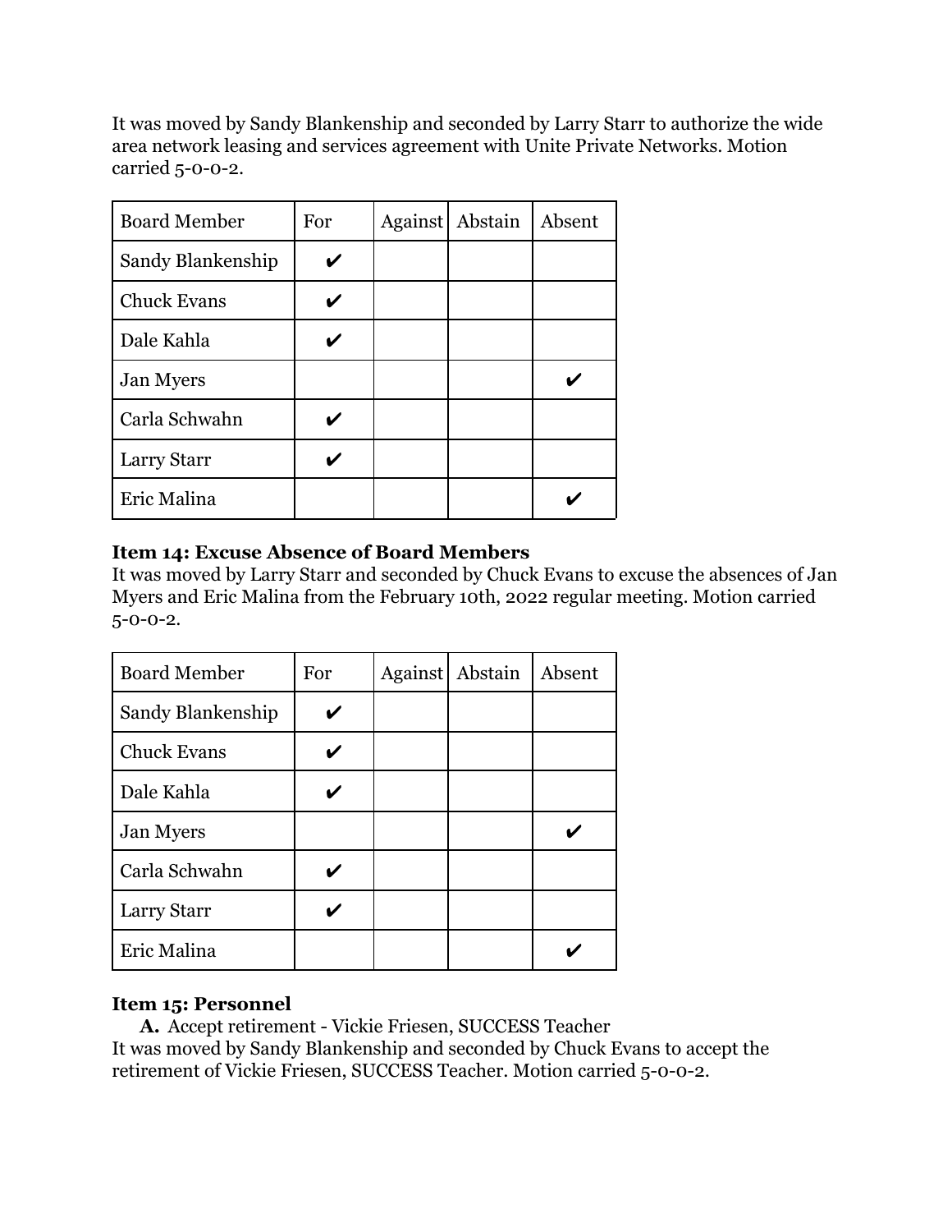It was moved by Sandy Blankenship and seconded by Larry Starr to authorize the wide area network leasing and services agreement with Unite Private Networks. Motion carried 5-0-0-2.

| Board Member | For | Against | Abstain | Absent |
|---|---|---|---|---|
| Sandy Blankenship | ✔ | | | |
| Chuck Evans | ✔ | | | |
| Dale Kahla | ✔ | | | |
| Jan Myers | | | | ✔ |
| Carla Schwahn | ✔ | | | |
| Larry Starr | ✔ | | | |
| Eric Malina | | | | ✔ |

**Item 14: Excuse Absence of Board Members**
It was moved by Larry Starr and seconded by Chuck Evans to excuse the absences of Jan Myers and Eric Malina from the February 10th, 2022 regular meeting. Motion carried 5-0-0-2.

| Board Member | For | Against | Abstain | Absent |
|---|---|---|---|---|
| Sandy Blankenship | ✔ | | | |
| Chuck Evans | ✔ | | | |
| Dale Kahla | ✔ | | | |
| Jan Myers | | | | ✔ |
| Carla Schwahn | ✔ | | | |
| Larry Starr | ✔ | | | |
| Eric Malina | | | | ✔ |

**Item 15: Personnel**

**A.** Accept retirement - Vickie Friesen, SUCCESS Teacher

It was moved by Sandy Blankenship and seconded by Chuck Evans to accept the retirement of Vickie Friesen, SUCCESS Teacher. Motion carried 5-0-0-2.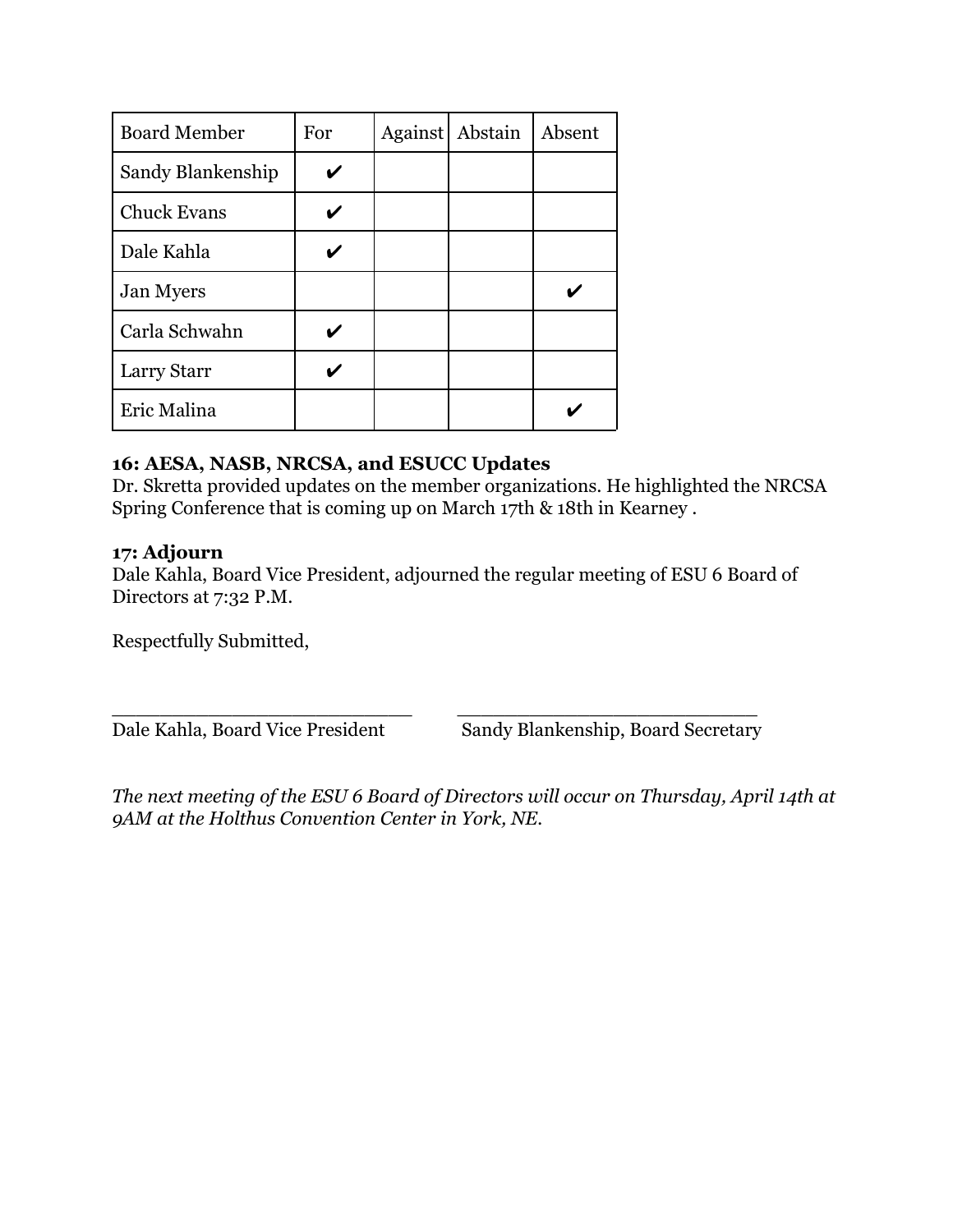| Board Member | For | Against | Abstain | Absent |
|---|---|---|---|---|
| Sandy Blankenship | ✔ | | | |
| Chuck Evans | ✔ | | | |
| Dale Kahla | ✔ | | | |
| Jan Myers | | | | ✔ |
| Carla Schwahn | ✔ | | | |
| Larry Starr | ✔ | | | |
| Eric Malina | | | | ✔ |

**16: AESA, NASB, NRCSA, and ESUCC Updates**
Dr. Skretta provided updates on the member organizations. He highlighted the NRCSA Spring Conference that is coming up on March 17th & 18th in Kearney .

**17: Adjourn**
Dale Kahla, Board Vice President, adjourned the regular meeting of ESU 6 Board of Directors at 7:32 P.M.

Respectfully Submitted,

\_\_\_\_\_\_\_\_\_\_\_\_\_\_\_\_\_\_\_\_\_\_\_\_\_\_ \_\_\_\_\_\_\_\_\_\_\_\_\_\_\_\_\_\_\_\_\_\_\_\_\_\_

Dale Kahla, Board Vice President    Sandy Blankenship, Board Secretary

*The next meeting of the ESU 6 Board of Directors will occur on Thursday, April 14th at 9AM at the Holthus Convention Center in York, NE.*